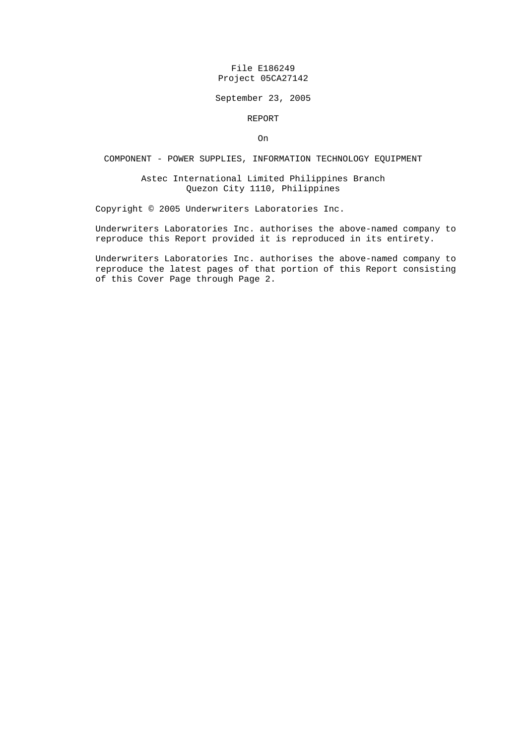File E186249
Project 05CA27142

September 23, 2005

REPORT

On

COMPONENT - POWER SUPPLIES, INFORMATION TECHNOLOGY EQUIPMENT

Astec International Limited Philippines Branch
Quezon City 1110, Philippines

Copyright © 2005 Underwriters Laboratories Inc.

Underwriters Laboratories Inc. authorises the above-named company to reproduce this Report provided it is reproduced in its entirety.

Underwriters Laboratories Inc. authorises the above-named company to reproduce the latest pages of that portion of this Report consisting of this Cover Page through Page 2.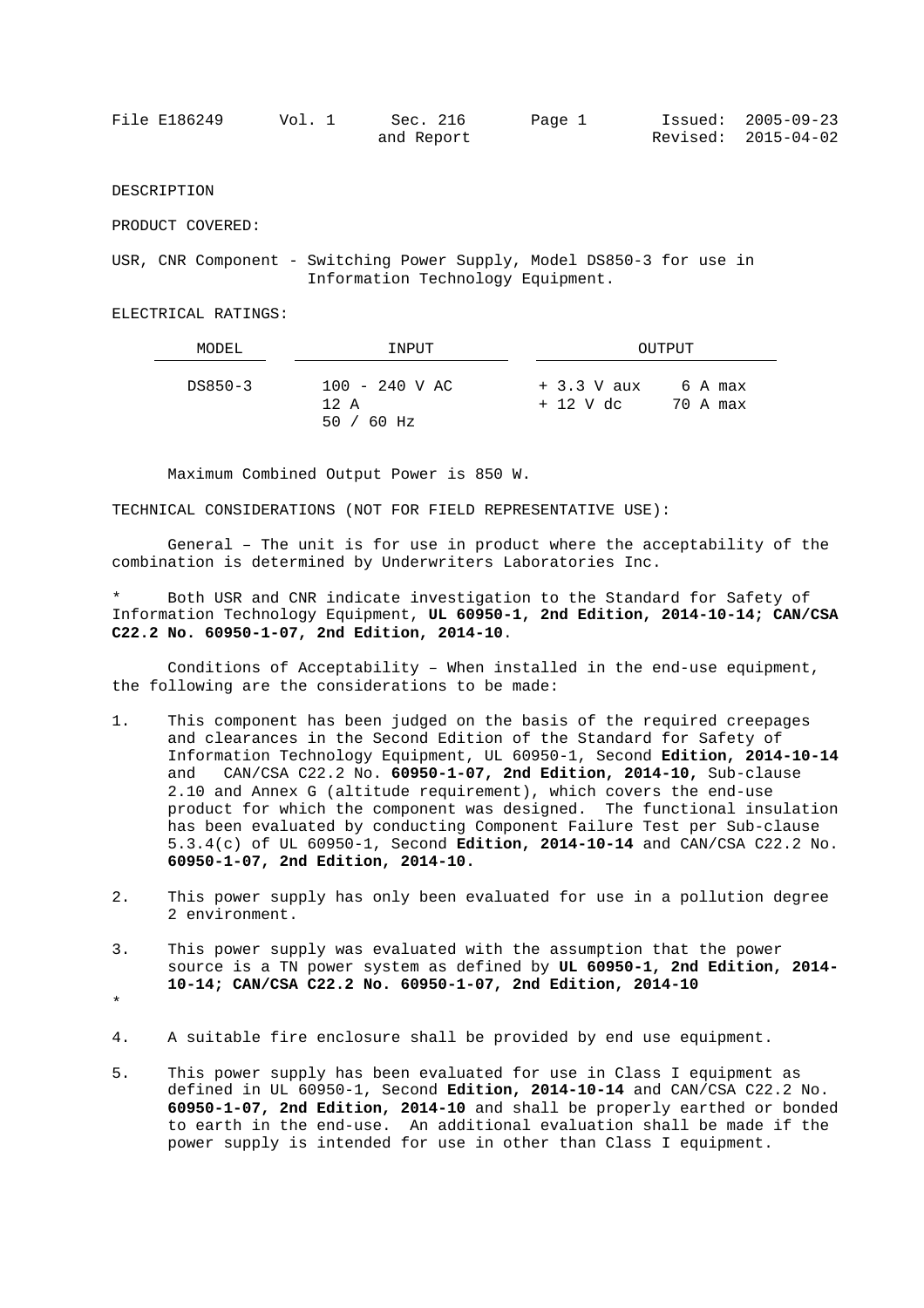DESCRIPTION

PRODUCT COVERED:

USR, CNR Component - Switching Power Supply, Model DS850-3 for use in Information Technology Equipment.

ELECTRICAL RATINGS:

| MODEL | INPUT | OUTPUT | |
|---|---|---|---|
| DS850-3 | 100 - 240 V AC<br>12 A<br>50 / 60 Hz | + 3.3 V aux<br>+ 12 V dc | 6 A max<br>70 A max |

Maximum Combined Output Power is 850 W.

TECHNICAL CONSIDERATIONS (NOT FOR FIELD REPRESENTATIVE USE):

General – The unit is for use in product where the acceptability of the combination is determined by Underwriters Laboratories Inc.

\* Both USR and CNR indicate investigation to the Standard for Safety of Information Technology Equipment, **UL 60950-1, 2nd Edition, 2014-10-14; CAN/CSA C22.2 No. 60950-1-07, 2nd Edition, 2014-10**.

Conditions of Acceptability – When installed in the end-use equipment, the following are the considerations to be made:

1. This component has been judged on the basis of the required creepages and clearances in the Second Edition of the Standard for Safety of Information Technology Equipment, UL 60950-1, Second **Edition, 2014-10-14** and CAN/CSA C22.2 No. **60950-1-07, 2nd Edition, 2014-10,** Sub-clause 2.10 and Annex G (altitude requirement), which covers the end-use product for which the component was designed. The functional insulation has been evaluated by conducting Component Failure Test per Sub-clause 5.3.4(c) of UL 60950-1, Second **Edition, 2014-10-14** and CAN/CSA C22.2 No. **60950-1-07, 2nd Edition, 2014-10.**

2. This power supply has only been evaluated for use in a pollution degree 2 environment.

3. This power supply was evaluated with the assumption that the power source is a TN power system as defined by **UL 60950-1, 2nd Edition, 2014-10-14; CAN/CSA C22.2 No. 60950-1-07, 2nd Edition, 2014-10**

\*

4. A suitable fire enclosure shall be provided by end use equipment.

5. This power supply has been evaluated for use in Class I equipment as defined in UL 60950-1, Second **Edition, 2014-10-14** and CAN/CSA C22.2 No. **60950-1-07, 2nd Edition, 2014-10** and shall be properly earthed or bonded to earth in the end-use. An additional evaluation shall be made if the power supply is intended for use in other than Class I equipment.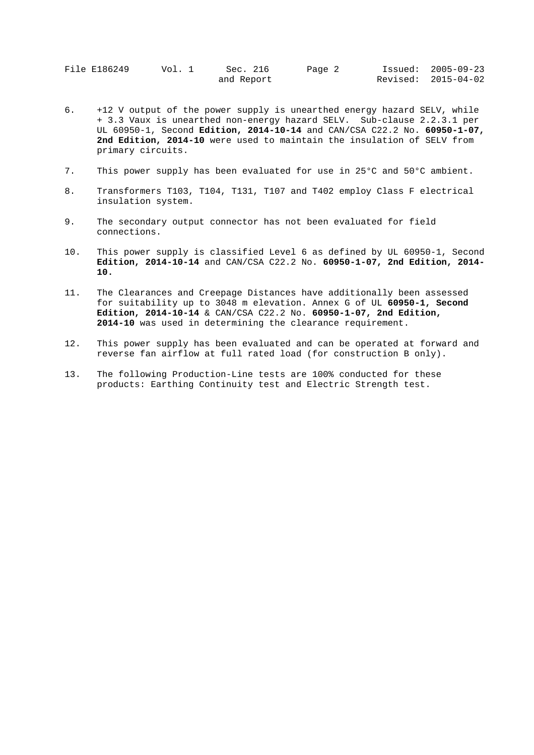6. +12 V output of the power supply is unearthed energy hazard SELV, while + 3.3 Vaux is unearthed non-energy hazard SELV. Sub-clause 2.2.3.1 per UL 60950-1, Second **Edition, 2014-10-14** and CAN/CSA C22.2 No. **60950-1-07, 2nd Edition, 2014-10** were used to maintain the insulation of SELV from primary circuits.

7. This power supply has been evaluated for use in 25°C and 50°C ambient.

8. Transformers T103, T104, T131, T107 and T402 employ Class F electrical insulation system.

9. The secondary output connector has not been evaluated for field connections.

10. This power supply is classified Level 6 as defined by UL 60950-1, Second **Edition, 2014-10-14** and CAN/CSA C22.2 No. **60950-1-07, 2nd Edition, 2014-10.**

11. The Clearances and Creepage Distances have additionally been assessed for suitability up to 3048 m elevation. Annex G of UL **60950-1, Second Edition, 2014-10-14** & CAN/CSA C22.2 No. **60950-1-07, 2nd Edition, 2014-10** was used in determining the clearance requirement.

12. This power supply has been evaluated and can be operated at forward and reverse fan airflow at full rated load (for construction B only).

13. The following Production-Line tests are 100% conducted for these products: Earthing Continuity test and Electric Strength test.